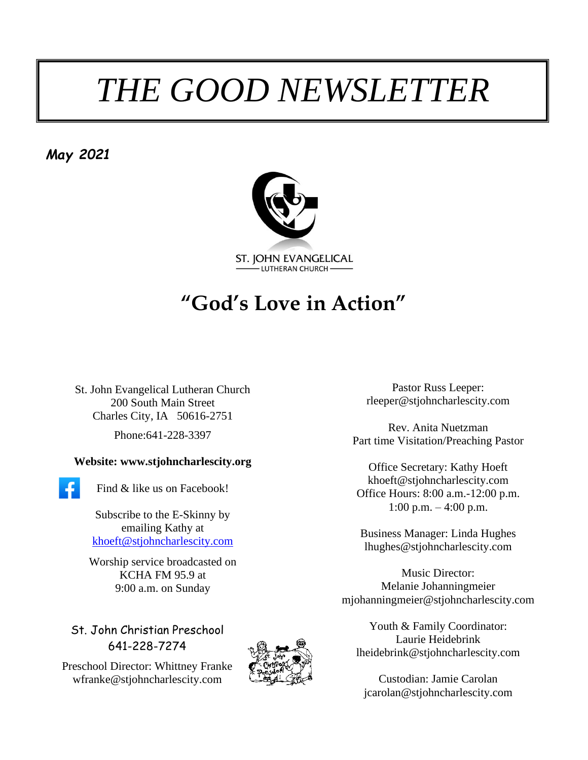# *THE GOOD NEWSLETTER*

***May 2021***

ST. JOHN EVANGELICAL
LUTHERAN CHURCH

## "God's Love in Action"

St. John Evangelical Lutheran Church
200 South Main Street
Charles City, IA 50616-2751

Phone:641-228-3397

**Website: www.stjohncharlescity.org**

Find & like us on Facebook!

Subscribe to the E-Skinny by emailing Kathy at khoeft@stjohncharlescity.com

Worship service broadcasted on KCHA FM 95.9 at 9:00 a.m. on Sunday

St. John Christian Preschool
641-228-7274

Preschool Director: Whittney Franke
wfranke@stjohncharlescity.com

Pastor Russ Leeper:
rleeper@stjohncharlescity.com

Rev. Anita Nuetzman
Part time Visitation/Preaching Pastor

Office Secretary: Kathy Hoeft
khoeft@stjohncharlescity.com
Office Hours: 8:00 a.m.-12:00 p.m.
1:00 p.m. – 4:00 p.m.

Business Manager: Linda Hughes
lhughes@stjohncharlescity.com

Music Director:
Melanie Johanningmeier
mjohanningmeier@stjohncharlescity.com

Youth & Family Coordinator:
Laurie Heidebrink
lheidebrink@stjohncharlescity.com

Custodian: Jamie Carolan
jcarolan@stjohncharlescity.com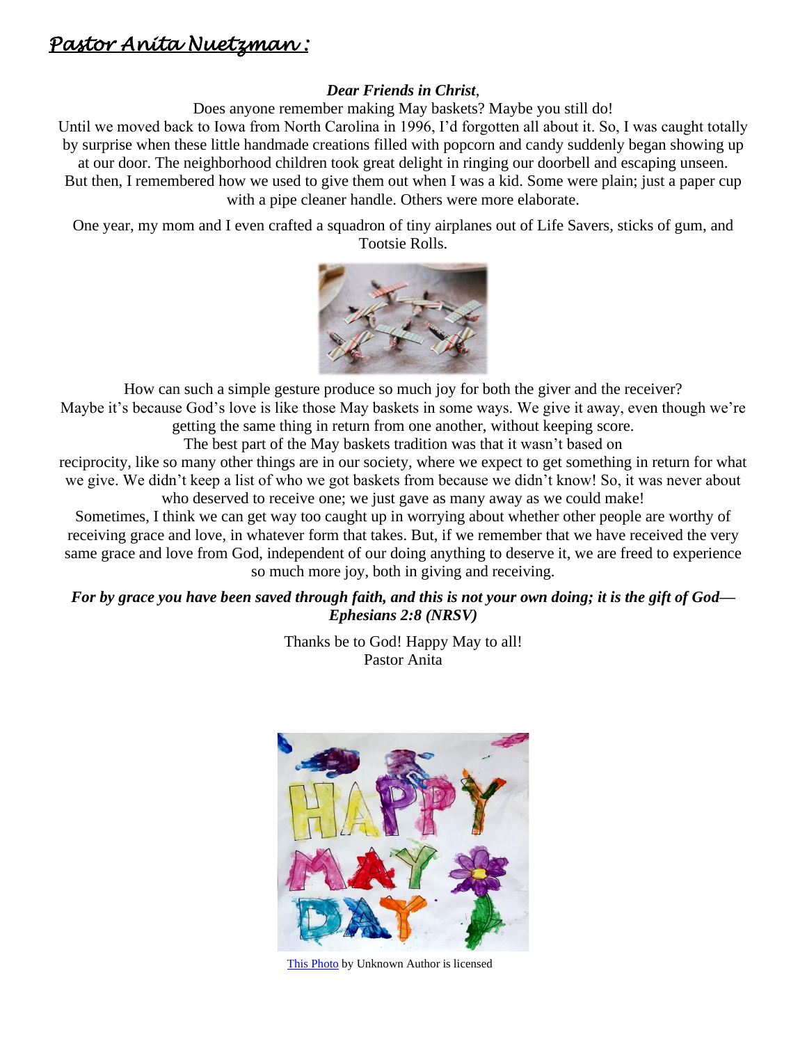## *Pastor Anita Nuetzman :*

***Dear Friends in Christ*,**

Does anyone remember making May baskets? Maybe you still do!

Until we moved back to Iowa from North Carolina in 1996, I'd forgotten all about it. So, I was caught totally by surprise when these little handmade creations filled with popcorn and candy suddenly began showing up at our door. The neighborhood children took great delight in ringing our doorbell and escaping unseen. But then, I remembered how we used to give them out when I was a kid. Some were plain; just a paper cup with a pipe cleaner handle. Others were more elaborate.

One year, my mom and I even crafted a squadron of tiny airplanes out of Life Savers, sticks of gum, and Tootsie Rolls.

How can such a simple gesture produce so much joy for both the giver and the receiver?

Maybe it's because God's love is like those May baskets in some ways. We give it away, even though we're getting the same thing in return from one another, without keeping score.

The best part of the May baskets tradition was that it wasn't based on reciprocity, like so many other things are in our society, where we expect to get something in return for what we give. We didn't keep a list of who we got baskets from because we didn't know! So, it was never about who deserved to receive one; we just gave as many away as we could make!

Sometimes, I think we can get way too caught up in worrying about whether other people are worthy of receiving grace and love, in whatever form that takes. But, if we remember that we have received the very same grace and love from God, independent of our doing anything to deserve it, we are freed to experience so much more joy, both in giving and receiving.

***For by grace you have been saved through faith, and this is not your own doing; it is the gift of God— Ephesians 2:8 (NRSV)***

Thanks be to God! Happy May to all!
Pastor Anita

This Photo by Unknown Author is licensed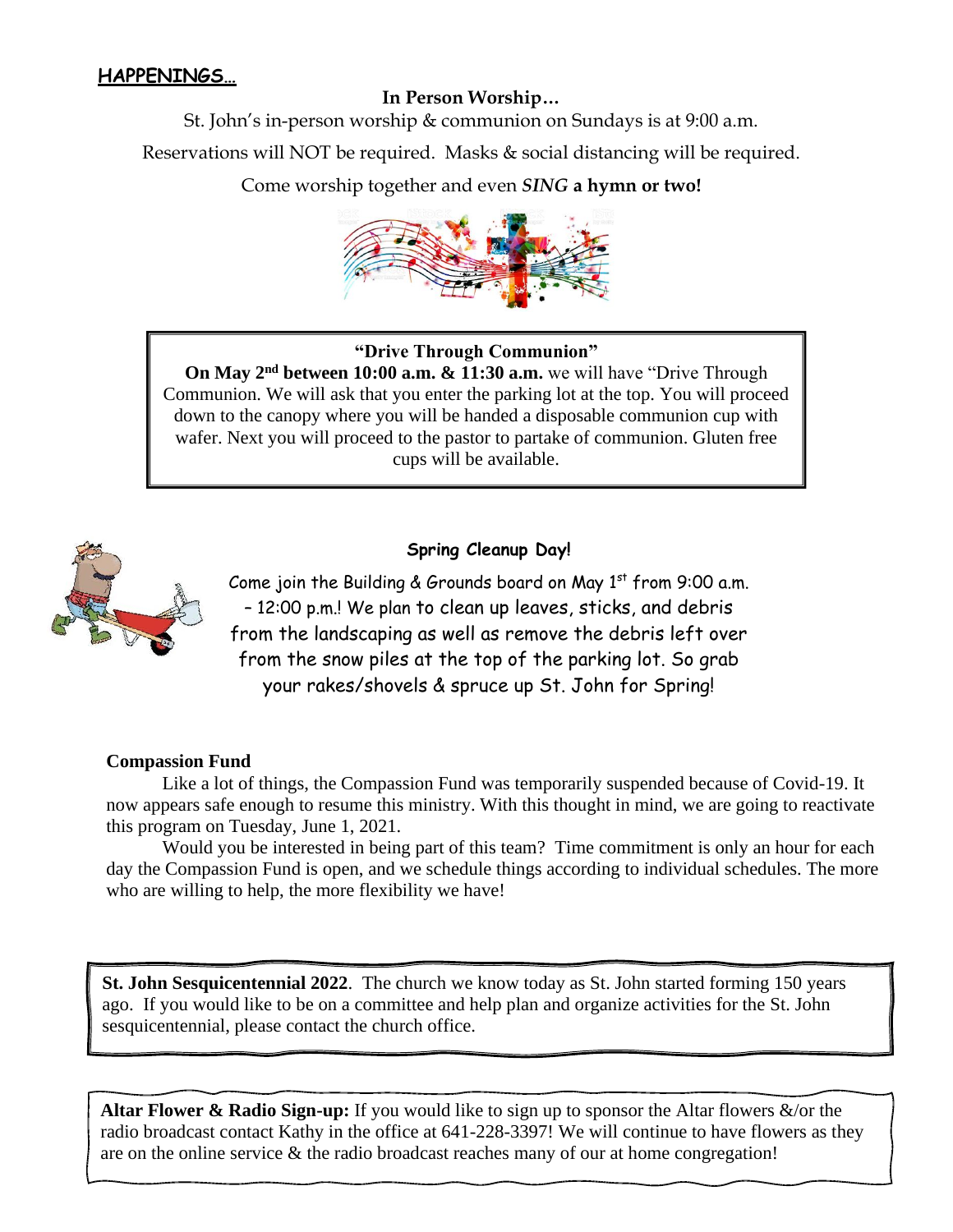## HAPPENINGS…

**In Person Worship…**

St. John's in-person worship & communion on Sundays is at 9:00 a.m.

Reservations will NOT be required. Masks & social distancing will be required.

Come worship together and even ***SING* a hymn or two!**

**"Drive Through Communion"**

**On May 2nd between 10:00 a.m. & 11:30 a.m.** we will have "Drive Through Communion. We will ask that you enter the parking lot at the top. You will proceed down to the canopy where you will be handed a disposable communion cup with wafer. Next you will proceed to the pastor to partake of communion. Gluten free cups will be available.

**Spring Cleanup Day!**

Come join the Building & Grounds board on May 1st from 9:00 a.m. – 12:00 p.m.! We plan to clean up leaves, sticks, and debris from the landscaping as well as remove the debris left over from the snow piles at the top of the parking lot. So grab your rakes/shovels & spruce up St. John for Spring!

**Compassion Fund**

Like a lot of things, the Compassion Fund was temporarily suspended because of Covid-19. It now appears safe enough to resume this ministry. With this thought in mind, we are going to reactivate this program on Tuesday, June 1, 2021.

Would you be interested in being part of this team? Time commitment is only an hour for each day the Compassion Fund is open, and we schedule things according to individual schedules. The more who are willing to help, the more flexibility we have!

**St. John Sesquicentennial 2022**. The church we know today as St. John started forming 150 years ago. If you would like to be on a committee and help plan and organize activities for the St. John sesquicentennial, please contact the church office.

**Altar Flower & Radio Sign-up:** If you would like to sign up to sponsor the Altar flowers &/or the radio broadcast contact Kathy in the office at 641-228-3397! We will continue to have flowers as they are on the online service & the radio broadcast reaches many of our at home congregation!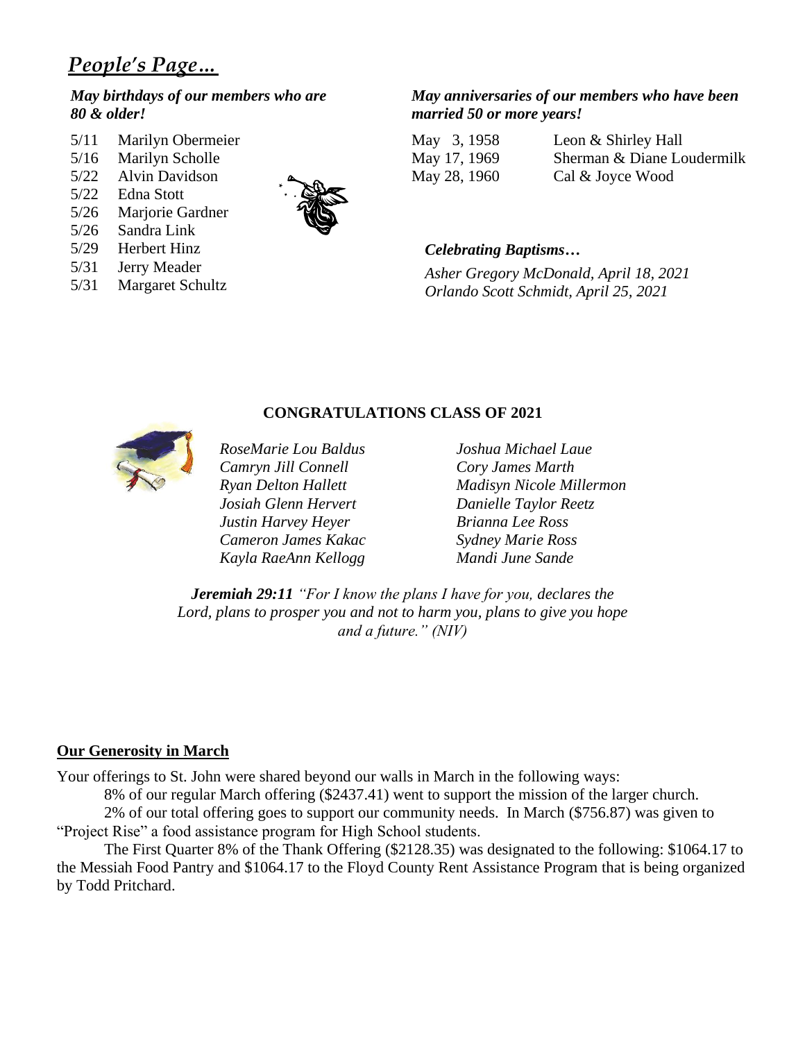## *People's Page…*

***May birthdays of our members who are 80 & older!***

5/11 Marilyn Obermeier
5/16 Marilyn Scholle
5/22 Alvin Davidson
5/22 Edna Stott
5/26 Marjorie Gardner
5/26 Sandra Link
5/29 Herbert Hinz
5/31 Jerry Meader
5/31 Margaret Schultz

***May anniversaries of our members who have been married 50 or more years!***

May 3, 1958 Leon & Shirley Hall
May 17, 1969 Sherman & Diane Loudermilk
May 28, 1960 Cal & Joyce Wood

***Celebrating Baptisms…***

*Asher Gregory McDonald, April 18, 2021*
*Orlando Scott Schmidt, April 25, 2021*

**CONGRATULATIONS CLASS OF 2021**

*RoseMarie Lou Baldus*
*Camryn Jill Connell*
*Ryan Delton Hallett*
*Josiah Glenn Hervert*
*Justin Harvey Heyer*
*Cameron James Kakac*
*Kayla RaeAnn Kellogg*
*Joshua Michael Laue*
*Cory James Marth*
*Madisyn Nicole Millermon*
*Danielle Taylor Reetz*
*Brianna Lee Ross*
*Sydney Marie Ross*
*Mandi June Sande*

***Jeremiah 29:11*** *"For I know the plans I have for you, declares the Lord, plans to prosper you and not to harm you, plans to give you hope and a future." (NIV)*

**Our Generosity in March**

Your offerings to St. John were shared beyond our walls in March in the following ways:

8% of our regular March offering ($2437.41) went to support the mission of the larger church.

2% of our total offering goes to support our community needs. In March ($756.87) was given to "Project Rise" a food assistance program for High School students.

The First Quarter 8% of the Thank Offering ($2128.35) was designated to the following: $1064.17 to the Messiah Food Pantry and $1064.17 to the Floyd County Rent Assistance Program that is being organized by Todd Pritchard.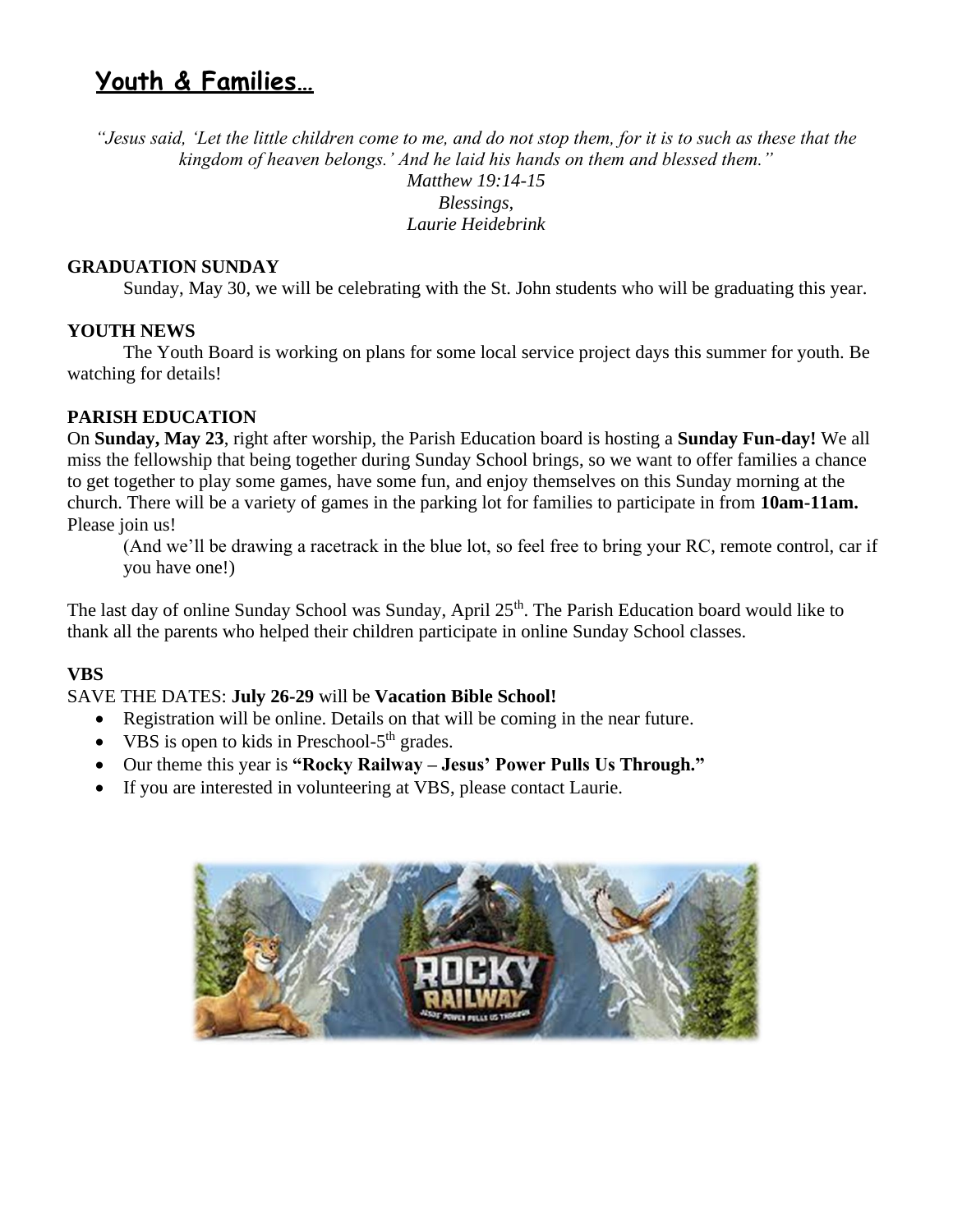## Youth & Families…

*"Jesus said, 'Let the little children come to me, and do not stop them, for it is to such as these that the kingdom of heaven belongs.' And he laid his hands on them and blessed them."*
*Matthew 19:14-15*
*Blessings,*
*Laurie Heidebrink*

**GRADUATION SUNDAY**

Sunday, May 30, we will be celebrating with the St. John students who will be graduating this year.

**YOUTH NEWS**

The Youth Board is working on plans for some local service project days this summer for youth. Be watching for details!

**PARISH EDUCATION**

On **Sunday, May 23**, right after worship, the Parish Education board is hosting a **Sunday Fun-day!** We all miss the fellowship that being together during Sunday School brings, so we want to offer families a chance to get together to play some games, have some fun, and enjoy themselves on this Sunday morning at the church. There will be a variety of games in the parking lot for families to participate in from **10am-11am.** Please join us!

(And we'll be drawing a racetrack in the blue lot, so feel free to bring your RC, remote control, car if you have one!)

The last day of online Sunday School was Sunday, April 25th. The Parish Education board would like to thank all the parents who helped their children participate in online Sunday School classes.

**VBS**

SAVE THE DATES: **July 26-29** will be **Vacation Bible School!**

- Registration will be online. Details on that will be coming in the near future.
- VBS is open to kids in Preschool-5th grades.
- Our theme this year is **"Rocky Railway – Jesus' Power Pulls Us Through."**
- If you are interested in volunteering at VBS, please contact Laurie.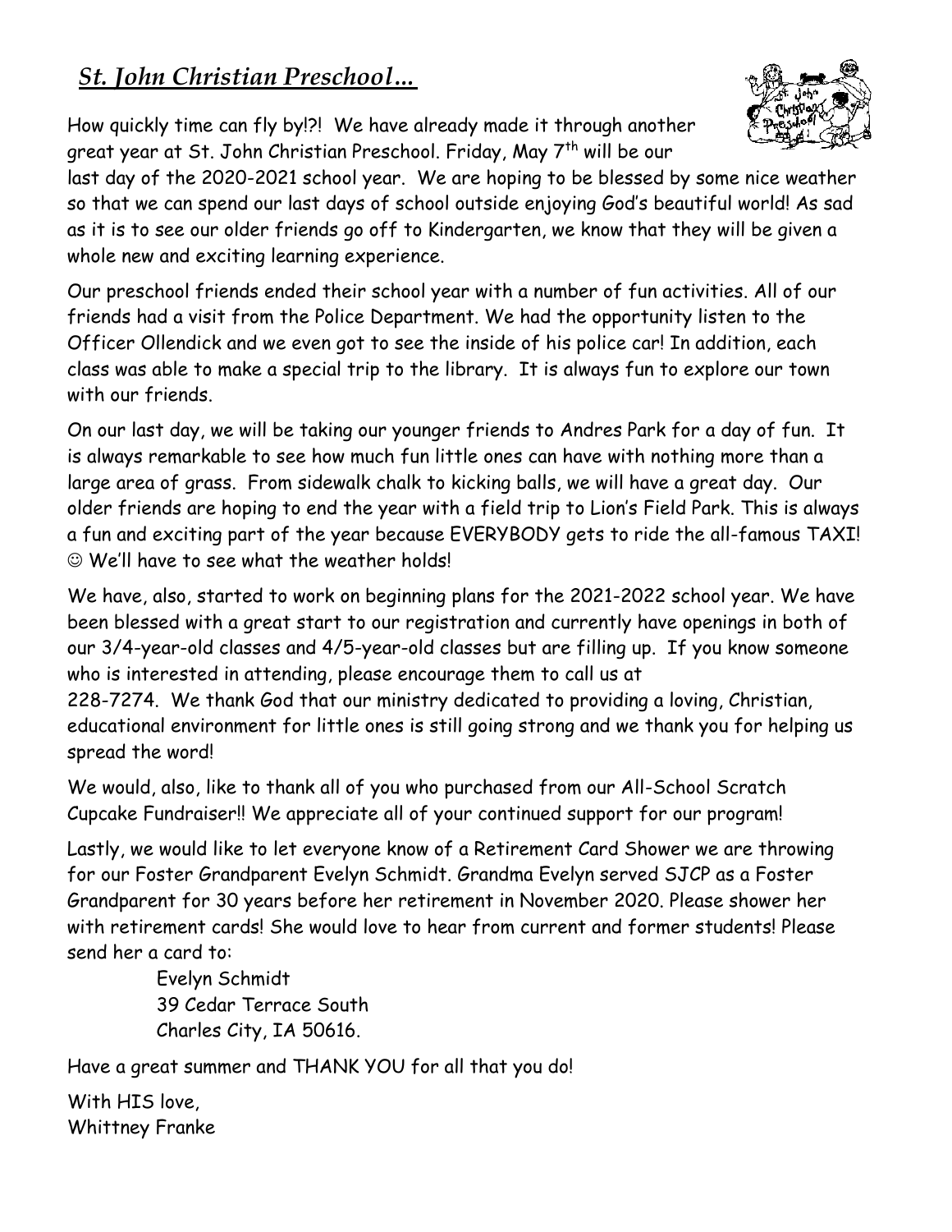## *St. John Christian Preschool…*

How quickly time can fly by!?! We have already made it through another great year at St. John Christian Preschool. Friday, May 7th will be our last day of the 2020-2021 school year. We are hoping to be blessed by some nice weather so that we can spend our last days of school outside enjoying God's beautiful world! As sad as it is to see our older friends go off to Kindergarten, we know that they will be given a whole new and exciting learning experience.

Our preschool friends ended their school year with a number of fun activities. All of our friends had a visit from the Police Department. We had the opportunity listen to the Officer Ollendick and we even got to see the inside of his police car! In addition, each class was able to make a special trip to the library. It is always fun to explore our town with our friends.

On our last day, we will be taking our younger friends to Andres Park for a day of fun. It is always remarkable to see how much fun little ones can have with nothing more than a large area of grass. From sidewalk chalk to kicking balls, we will have a great day. Our older friends are hoping to end the year with a field trip to Lion's Field Park. This is always a fun and exciting part of the year because EVERYBODY gets to ride the all-famous TAXI! ☺ We'll have to see what the weather holds!

We have, also, started to work on beginning plans for the 2021-2022 school year. We have been blessed with a great start to our registration and currently have openings in both of our 3/4-year-old classes and 4/5-year-old classes but are filling up. If you know someone who is interested in attending, please encourage them to call us at 228-7274. We thank God that our ministry dedicated to providing a loving, Christian, educational environment for little ones is still going strong and we thank you for helping us spread the word!

We would, also, like to thank all of you who purchased from our All-School Scratch Cupcake Fundraiser!! We appreciate all of your continued support for our program!

Lastly, we would like to let everyone know of a Retirement Card Shower we are throwing for our Foster Grandparent Evelyn Schmidt. Grandma Evelyn served SJCP as a Foster Grandparent for 30 years before her retirement in November 2020. Please shower her with retirement cards! She would love to hear from current and former students! Please send her a card to:

Evelyn Schmidt  
39 Cedar Terrace South  
Charles City, IA 50616.

Have a great summer and THANK YOU for all that you do!

With HIS love,  
Whittney Franke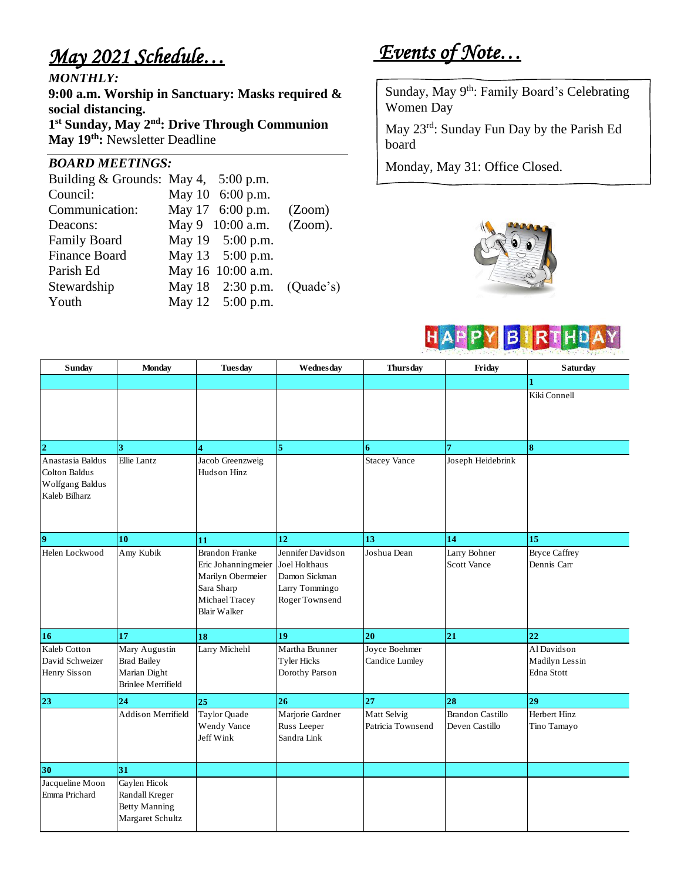# *May 2021 Schedule…*

***MONTHLY:***

**9:00 a.m. Worship in Sanctuary: Masks required & social distancing.**

**1st Sunday, May 2nd: Drive Through Communion**

**May 19th:** Newsletter Deadline

***BOARD MEETINGS:***

| | | | |
|---|---|---|---|
| Building & Grounds: | May 4, | 5:00 p.m. | |
| Council: | May 10 | 6:00 p.m. | |
| Communication: | May 17 | 6:00 p.m. | (Zoom) |
| Deacons: | May 9 | 10:00 a.m. | (Zoom). |
| Family Board | May 19 | 5:00 p.m. | |
| Finance Board | May 13 | 5:00 p.m. | |
| Parish Ed | May 16 | 10:00 a.m. | |
| Stewardship | May 18 | 2:30 p.m. | (Quade's) |
| Youth | May 12 | 5:00 p.m. | |

# *Events of Note…*

Sunday, May 9th: Family Board's Celebrating Women Day

May 23rd: Sunday Fun Day by the Parish Ed board

Monday, May 31: Office Closed.

HAPPY BIRTHDAY

| Sunday | Monday | Tuesday | Wednesday | Thursday | Friday | Saturday |
|---|---|---|---|---|---|---|
| | | | | | | **1** |
| | | | | | | Kiki Connell |
| **2** | **3** | **4** | **5** | **6** | **7** | **8** |
| Anastasia Baldus<br>Colton Baldus<br>Wolfgang Baldus<br>Kaleb Bilharz | Ellie Lantz | Jacob Greenzweig<br>Hudson Hinz | | Stacey Vance | Joseph Heidebrink | |
| **9** | **10** | **11** | **12** | **13** | **14** | **15** |
| Helen Lockwood | Amy Kubik | Brandon Franke<br>Eric Johanningmeier<br>Marilyn Obermeier<br>Sara Sharp<br>Michael Tracey<br>Blair Walker | Jennifer Davidson<br>Joel Holthaus<br>Damon Sickman<br>Larry Tommingo<br>Roger Townsend | Joshua Dean | Larry Bohner<br>Scott Vance | Bryce Caffrey<br>Dennis Carr |
| **16** | **17** | **18** | **19** | **20** | **21** | **22** |
| Kaleb Cotton<br>David Schweizer<br>Henry Sisson | Mary Augustin<br>Brad Bailey<br>Marian Dight<br>Brinlee Merrifield | Larry Michehl | Martha Brunner<br>Tyler Hicks<br>Dorothy Parson | Joyce Boehmer<br>Candice Lumley | | Al Davidson<br>Madilyn Lessin<br>Edna Stott |
| **23** | **24** | **25** | **26** | **27** | **28** | **29** |
| | Addison Merrifield | Taylor Quade<br>Wendy Vance<br>Jeff Wink | Marjorie Gardner<br>Russ Leeper<br>Sandra Link | Matt Selvig<br>Patricia Townsend | Brandon Castillo<br>Deven Castillo | Herbert Hinz<br>Tino Tamayo |
| **30** | **31** | | | | | |
| Jacqueline Moon<br>Emma Prichard | Gaylen Hicok<br>Randall Kreger<br>Betty Manning<br>Margaret Schultz | | | | | |